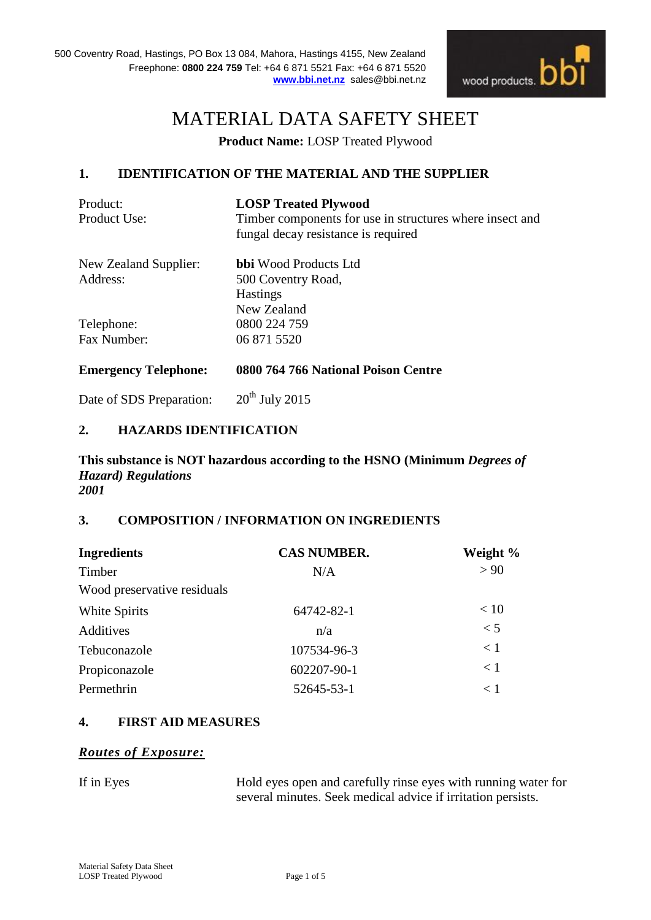500 Coventry Road, Hastings, PO Box 13 084, Mahora, Hastings 4155, New Zealand
Freephone: **0800 224 759** Tel: +64 6 871 5521 Fax: +64 6 871 5520
**www.bbi.net.nz** sales@bbi.net.nz

# MATERIAL DATA SAFETY SHEET

**Product Name:** LOSP Treated Plywood

## 1. IDENTIFICATION OF THE MATERIAL AND THE SUPPLIER

| | |
|---|---|
| Product: | **LOSP Treated Plywood** |
| Product Use: | Timber components for use in structures where insect and fungal decay resistance is required |
| New Zealand Supplier: | **bbi** Wood Products Ltd |
| Address: | 500 Coventry Road, Hastings New Zealand |
| Telephone: | 0800 224 759 |
| Fax Number: | 06 871 5520 |
| **Emergency Telephone:** | **0800 764 766 National Poison Centre** |
| Date of SDS Preparation: | 20th July 2015 |

## 2. HAZARDS IDENTIFICATION

**This substance is NOT hazardous according to the HSNO (Minimum *Degrees of Hazard) Regulations 2001***

## 3. COMPOSITION / INFORMATION ON INGREDIENTS

| Ingredients | CAS NUMBER. | Weight % |
|---|---|---|
| Timber | N/A | > 90 |
| Wood preservative residuals | | |
| White Spirits | 64742-82-1 | < 10 |
| Additives | n/a | < 5 |
| Tebuconazole | 107534-96-3 | < 1 |
| Propiconazole | 602207-90-1 | < 1 |
| Permethrin | 52645-53-1 | < 1 |

## 4. FIRST AID MEASURES

***Routes of Exposure:***

| | |
|---|---|
| If in Eyes | Hold eyes open and carefully rinse eyes with running water for several minutes. Seek medical advice if irritation persists. |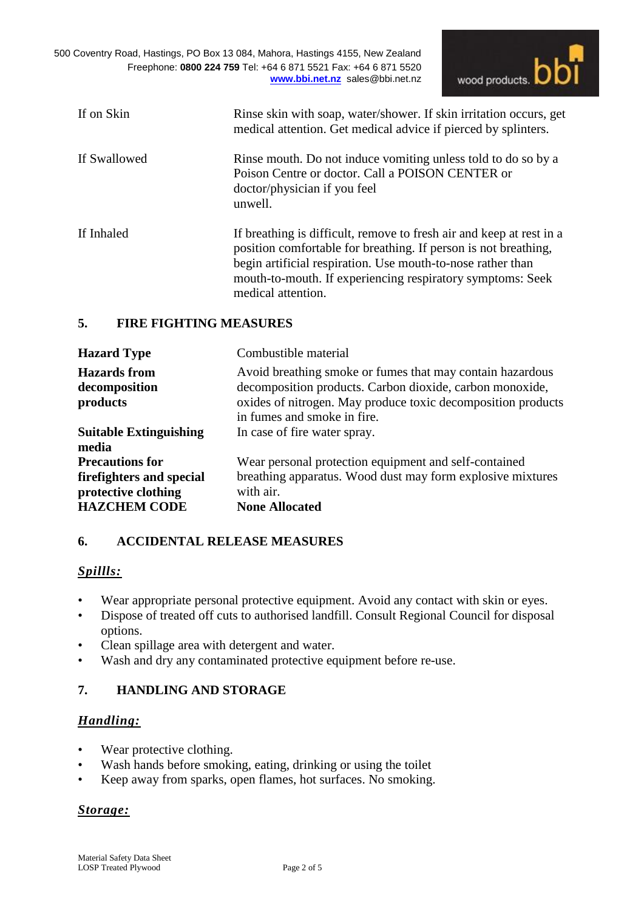| | |
|---|---|
| If on Skin | Rinse skin with soap, water/shower. If skin irritation occurs, get medical attention. Get medical advice if pierced by splinters. |
| If Swallowed | Rinse mouth. Do not induce vomiting unless told to do so by a Poison Centre or doctor. Call a POISON CENTER or doctor/physician if you feel unwell. |
| If Inhaled | If breathing is difficult, remove to fresh air and keep at rest in a position comfortable for breathing. If person is not breathing, begin artificial respiration. Use mouth-to-nose rather than mouth-to-mouth. If experiencing respiratory symptoms: Seek medical attention. |

## 5. FIRE FIGHTING MEASURES

| | |
|---|---|
| **Hazard Type** | Combustible material |
| **Hazards from decomposition products** | Avoid breathing smoke or fumes that may contain hazardous decomposition products. Carbon dioxide, carbon monoxide, oxides of nitrogen. May produce toxic decomposition products in fumes and smoke in fire. |
| **Suitable Extinguishing media** | In case of fire water spray. |
| **Precautions for firefighters and special protective clothing** | Wear personal protection equipment and self-contained breathing apparatus. Wood dust may form explosive mixtures with air. |
| **HAZCHEM CODE** | **None Allocated** |

## 6. ACCIDENTAL RELEASE MEASURES

### ***Spillls:***

- Wear appropriate personal protective equipment. Avoid any contact with skin or eyes.
- Dispose of treated off cuts to authorised landfill. Consult Regional Council for disposal options.
- Clean spillage area with detergent and water.
- Wash and dry any contaminated protective equipment before re-use.

## 7. HANDLING AND STORAGE

### ***Handling:***

- Wear protective clothing.
- Wash hands before smoking, eating, drinking or using the toilet
- Keep away from sparks, open flames, hot surfaces. No smoking.

### ***Storage:***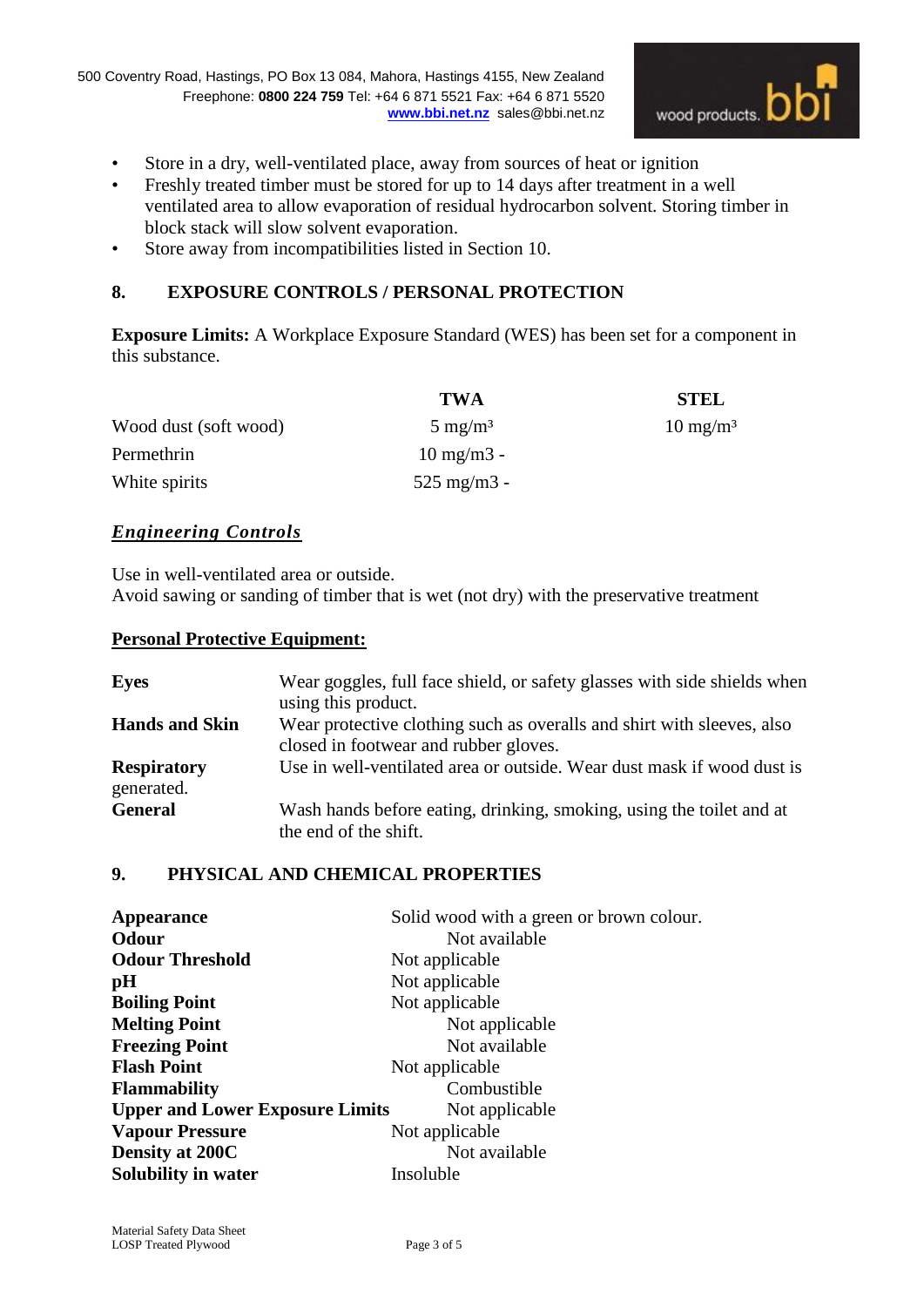- Store in a dry, well-ventilated place, away from sources of heat or ignition
- Freshly treated timber must be stored for up to 14 days after treatment in a well ventilated area to allow evaporation of residual hydrocarbon solvent. Storing timber in block stack will slow solvent evaporation.
- Store away from incompatibilities listed in Section 10.

## 8. EXPOSURE CONTROLS / PERSONAL PROTECTION

**Exposure Limits:** A Workplace Exposure Standard (WES) has been set for a component in this substance.

| | TWA | STEL |
|---|---|---|
| Wood dust (soft wood) | 5 mg/m³ | 10 mg/m³ |
| Permethrin | 10 mg/m3 - | |
| White spirits | 525 mg/m3 - | |

***Engineering Controls***

Use in well-ventilated area or outside.
Avoid sawing or sanding of timber that is wet (not dry) with the preservative treatment

**Personal Protective Equipment:**

| | |
|---|---|
| **Eyes** | Wear goggles, full face shield, or safety glasses with side shields when using this product. |
| **Hands and Skin** | Wear protective clothing such as overalls and shirt with sleeves, also closed in footwear and rubber gloves. |
| **Respiratory** | Use in well-ventilated area or outside. Wear dust mask if wood dust is generated. |
| **General** | Wash hands before eating, drinking, smoking, using the toilet and at the end of the shift. |

## 9. PHYSICAL AND CHEMICAL PROPERTIES

| | |
|---|---|
| **Appearance** | Solid wood with a green or brown colour. |
| **Odour** | Not available |
| **Odour Threshold** | Not applicable |
| **pH** | Not applicable |
| **Boiling Point** | Not applicable |
| **Melting Point** | Not applicable |
| **Freezing Point** | Not available |
| **Flash Point** | Not applicable |
| **Flammability** | Combustible |
| **Upper and Lower Exposure Limits** | Not applicable |
| **Vapour Pressure** | Not applicable |
| **Density at 200C** | Not available |
| **Solubility in water** | Insoluble |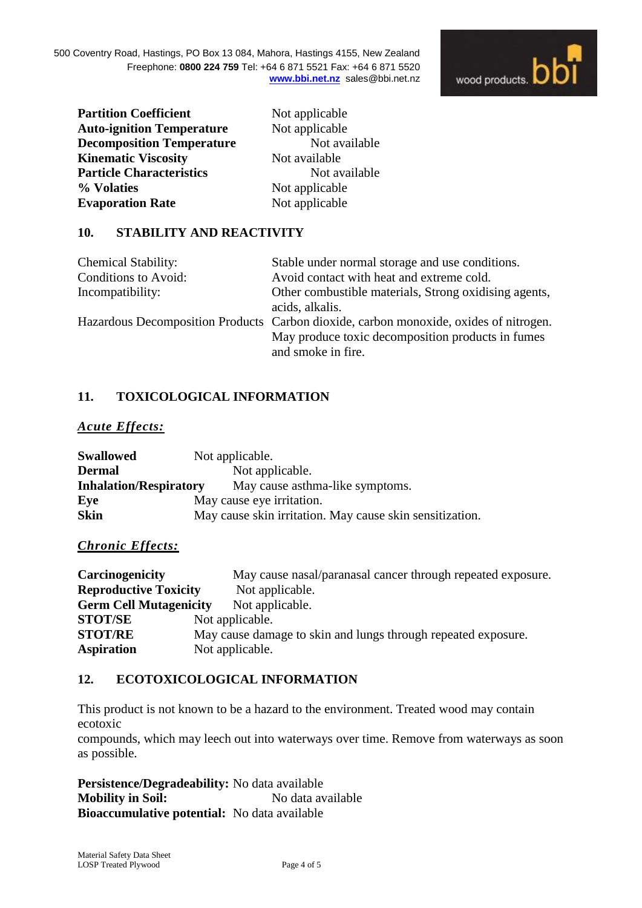| | |
|---|---|
| **Partition Coefficient** | Not applicable |
| **Auto-ignition Temperature** | Not applicable |
| **Decomposition Temperature** | Not available |
| **Kinematic Viscosity** | Not available |
| **Particle Characteristics** | Not available |
| **% Volaties** | Not applicable |
| **Evaporation Rate** | Not applicable |

## 10. STABILITY AND REACTIVITY

| | |
|---|---|
| Chemical Stability: | Stable under normal storage and use conditions. |
| Conditions to Avoid: | Avoid contact with heat and extreme cold. |
| Incompatibility: | Other combustible materials, Strong oxidising agents, acids, alkalis. |
| Hazardous Decomposition Products | Carbon dioxide, carbon monoxide, oxides of nitrogen. May produce toxic decomposition products in fumes and smoke in fire. |

## 11. TOXICOLOGICAL INFORMATION

***Acute Effects:***

| | |
|---|---|
| **Swallowed** | Not applicable. |
| **Dermal** | Not applicable. |
| **Inhalation/Respiratory** | May cause asthma-like symptoms. |
| **Eye** | May cause eye irritation. |
| **Skin** | May cause skin irritation. May cause skin sensitization. |

***Chronic Effects:***

| | |
|---|---|
| **Carcinogenicity** | May cause nasal/paranasal cancer through repeated exposure. |
| **Reproductive Toxicity** | Not applicable. |
| **Germ Cell Mutagenicity** | Not applicable. |
| **STOT/SE** | Not applicable. |
| **STOT/RE** | May cause damage to skin and lungs through repeated exposure. |
| **Aspiration** | Not applicable. |

## 12. ECOTOXICOLOGICAL INFORMATION

This product is not known to be a hazard to the environment. Treated wood may contain ecotoxic compounds, which may leech out into waterways over time. Remove from waterways as soon as possible.

**Persistence/Degradeability:** No data available
**Mobility in Soil:** No data available
**Bioaccumulative potential:** No data available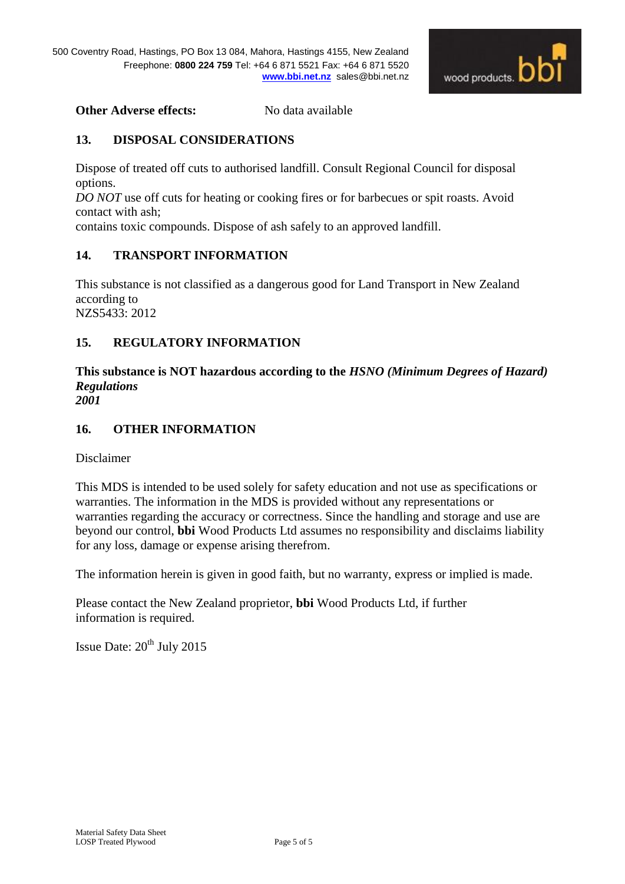**Other Adverse effects:** No data available

## 13. DISPOSAL CONSIDERATIONS

Dispose of treated off cuts to authorised landfill. Consult Regional Council for disposal options.
*DO NOT* use off cuts for heating or cooking fires or for barbecues or spit roasts. Avoid contact with ash;
contains toxic compounds. Dispose of ash safely to an approved landfill.

## 14. TRANSPORT INFORMATION

This substance is not classified as a dangerous good for Land Transport in New Zealand according to
NZS5433: 2012

## 15. REGULATORY INFORMATION

**This substance is NOT hazardous according to the *HSNO (Minimum Degrees of Hazard) Regulations 2001***

## 16. OTHER INFORMATION

Disclaimer

This MDS is intended to be used solely for safety education and not use as specifications or warranties. The information in the MDS is provided without any representations or warranties regarding the accuracy or correctness. Since the handling and storage and use are beyond our control, **bbi** Wood Products Ltd assumes no responsibility and disclaims liability for any loss, damage or expense arising therefrom.

The information herein is given in good faith, but no warranty, express or implied is made.

Please contact the New Zealand proprietor, **bbi** Wood Products Ltd, if further information is required.

Issue Date: 20th July 2015